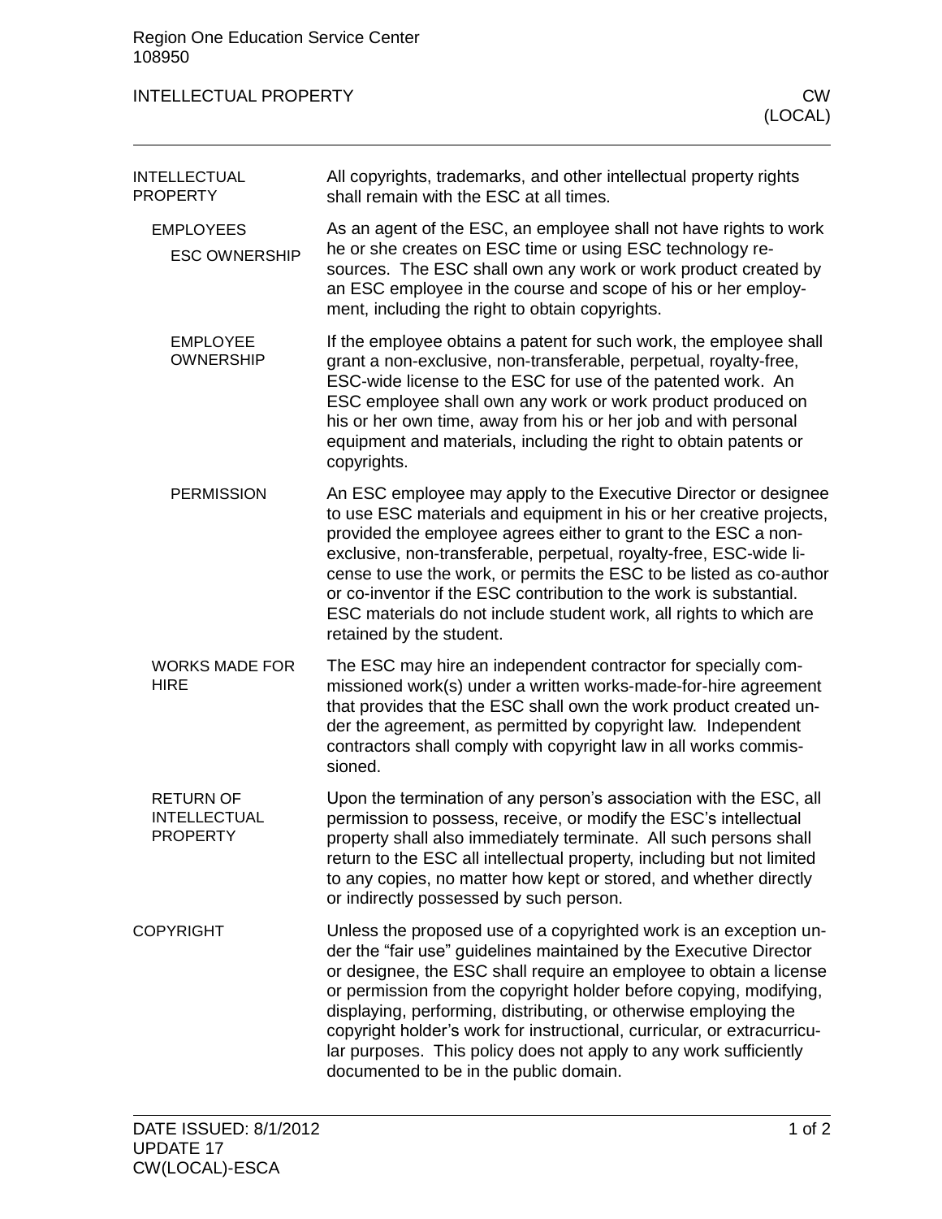Region One Education Service Center
108950

# INTELLECTUAL PROPERTY — CW (LOCAL)

## INTELLECTUAL PROPERTY

All copyrights, trademarks, and other intellectual property rights shall remain with the ESC at all times.

### EMPLOYEES

#### ESC OWNERSHIP

As an agent of the ESC, an employee shall not have rights to work he or she creates on ESC time or using ESC technology resources. The ESC shall own any work or work product created by an ESC employee in the course and scope of his or her employment, including the right to obtain copyrights.

#### EMPLOYEE OWNERSHIP

If the employee obtains a patent for such work, the employee shall grant a non-exclusive, non-transferable, perpetual, royalty-free, ESC-wide license to the ESC for use of the patented work. An ESC employee shall own any work or work product produced on his or her own time, away from his or her job and with personal equipment and materials, including the right to obtain patents or copyrights.

#### PERMISSION

An ESC employee may apply to the Executive Director or designee to use ESC materials and equipment in his or her creative projects, provided the employee agrees either to grant to the ESC a non-exclusive, non-transferable, perpetual, royalty-free, ESC-wide license to use the work, or permits the ESC to be listed as co-author or co-inventor if the ESC contribution to the work is substantial. ESC materials do not include student work, all rights to which are retained by the student.

### WORKS MADE FOR HIRE

The ESC may hire an independent contractor for specially commissioned work(s) under a written works-made-for-hire agreement that provides that the ESC shall own the work product created under the agreement, as permitted by copyright law. Independent contractors shall comply with copyright law in all works commissioned.

### RETURN OF INTELLECTUAL PROPERTY

Upon the termination of any person's association with the ESC, all permission to possess, receive, or modify the ESC's intellectual property shall also immediately terminate. All such persons shall return to the ESC all intellectual property, including but not limited to any copies, no matter how kept or stored, and whether directly or indirectly possessed by such person.

## COPYRIGHT

Unless the proposed use of a copyrighted work is an exception under the "fair use" guidelines maintained by the Executive Director or designee, the ESC shall require an employee to obtain a license or permission from the copyright holder before copying, modifying, displaying, performing, distributing, or otherwise employing the copyright holder's work for instructional, curricular, or extracurricular purposes. This policy does not apply to any work sufficiently documented to be in the public domain.

DATE ISSUED: 8/1/2012
UPDATE 17
CW(LOCAL)-ESCA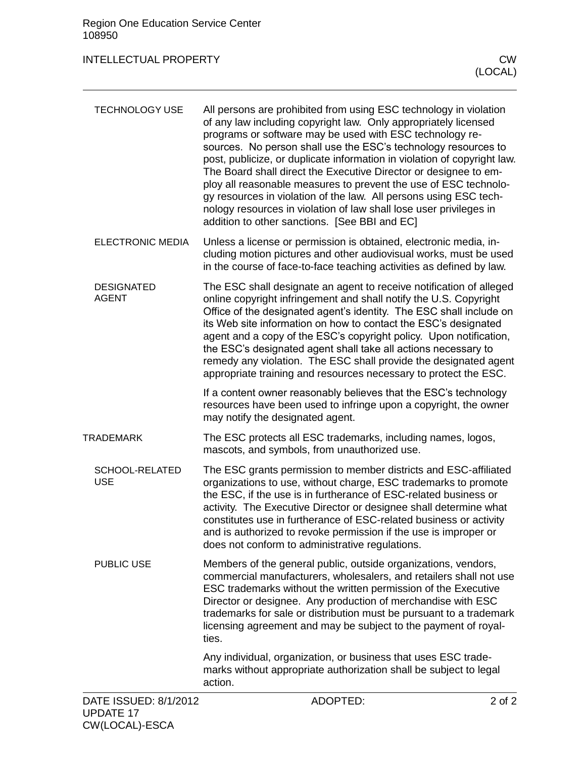## TECHNOLOGY USE

All persons are prohibited from using ESC technology in violation of any law including copyright law. Only appropriately licensed programs or software may be used with ESC technology resources. No person shall use the ESC's technology resources to post, publicize, or duplicate information in violation of copyright law. The Board shall direct the Executive Director or designee to employ all reasonable measures to prevent the use of ESC technology resources in violation of the law. All persons using ESC technology resources in violation of law shall lose user privileges in addition to other sanctions. [See BBI and EC]

## ELECTRONIC MEDIA

Unless a license or permission is obtained, electronic media, including motion pictures and other audiovisual works, must be used in the course of face-to-face teaching activities as defined by law.

## DESIGNATED AGENT

The ESC shall designate an agent to receive notification of alleged online copyright infringement and shall notify the U.S. Copyright Office of the designated agent's identity. The ESC shall include on its Web site information on how to contact the ESC's designated agent and a copy of the ESC's copyright policy. Upon notification, the ESC's designated agent shall take all actions necessary to remedy any violation. The ESC shall provide the designated agent appropriate training and resources necessary to protect the ESC.

If a content owner reasonably believes that the ESC's technology resources have been used to infringe upon a copyright, the owner may notify the designated agent.

# TRADEMARK

The ESC protects all ESC trademarks, including names, logos, mascots, and symbols, from unauthorized use.

## SCHOOL-RELATED USE

The ESC grants permission to member districts and ESC-affiliated organizations to use, without charge, ESC trademarks to promote the ESC, if the use is in furtherance of ESC-related business or activity. The Executive Director or designee shall determine what constitutes use in furtherance of ESC-related business or activity and is authorized to revoke permission if the use is improper or does not conform to administrative regulations.

## PUBLIC USE

Members of the general public, outside organizations, vendors, commercial manufacturers, wholesalers, and retailers shall not use ESC trademarks without the written permission of the Executive Director or designee. Any production of merchandise with ESC trademarks for sale or distribution must be pursuant to a trademark licensing agreement and may be subject to the payment of royalties.

Any individual, organization, or business that uses ESC trademarks without appropriate authorization shall be subject to legal action.